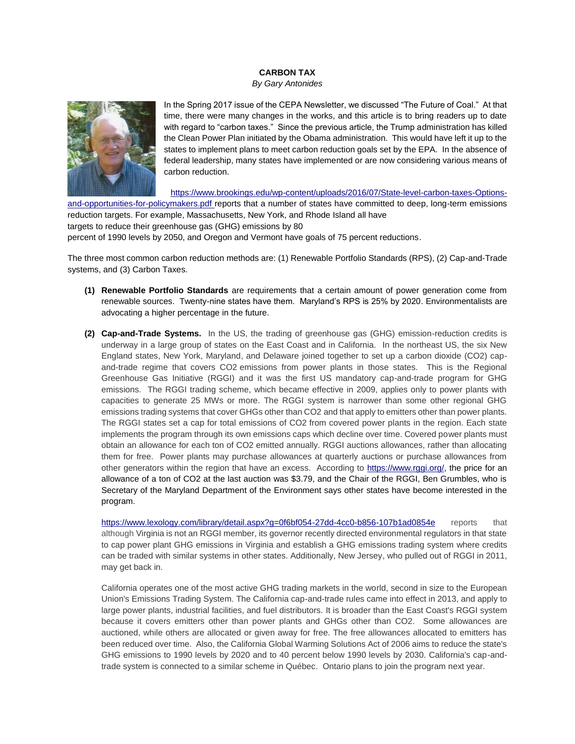**CARBON TAX**

*By Gary Antonides*

In the Spring 2017 issue of the CEPA Newsletter, we discussed "The Future of Coal." At that time, there were many changes in the works, and this article is to bring readers up to date with regard to "carbon taxes." Since the previous article, the Trump administration has killed the Clean Power Plan initiated by the Obama administration. This would have left it up to the states to implement plans to meet carbon reduction goals set by the EPA. In the absence of federal leadership, many states have implemented or are now considering various means of carbon reduction.

https://www.brookings.edu/wp-content/uploads/2016/07/State-level-carbon-taxes-Options-and-opportunities-for-policymakers.pdf reports that a number of states have committed to deep, long-term emissions reduction targets. For example, Massachusetts, New York, and Rhode Island all have targets to reduce their greenhouse gas (GHG) emissions by 80 percent of 1990 levels by 2050, and Oregon and Vermont have goals of 75 percent reductions.

The three most common carbon reduction methods are: (1) Renewable Portfolio Standards (RPS), (2) Cap-and-Trade systems, and (3) Carbon Taxes.

**(1) Renewable Portfolio Standards** are requirements that a certain amount of power generation come from renewable sources. Twenty-nine states have them. Maryland's RPS is 25% by 2020. Environmentalists are advocating a higher percentage in the future.

**(2) Cap-and-Trade Systems.** In the US, the trading of greenhouse gas (GHG) emission-reduction credits is underway in a large group of states on the East Coast and in California. In the northeast US, the six New England states, New York, Maryland, and Delaware joined together to set up a carbon dioxide ($CO_2$) cap-and-trade regime that covers $CO_2$ emissions from power plants in those states. This is the Regional Greenhouse Gas Initiative (RGGI) and it was the first US mandatory cap-and-trade program for GHG emissions. The RGGI trading scheme, which became effective in 2009, applies only to power plants with capacities to generate 25 MWs or more. The RGGI system is narrower than some other regional GHG emissions trading systems that cover GHGs other than $CO_2$ and that apply to emitters other than power plants. The RGGI states set a cap for total emissions of $CO_2$ from covered power plants in the region. Each state implements the program through its own emissions caps which decline over time. Covered power plants must obtain an allowance for each ton of $CO_2$ emitted annually. RGGI auctions allowances, rather than allocating them for free. Power plants may purchase allowances at quarterly auctions or purchase allowances from other generators within the region that have an excess. According to https://www.rggi.org/, the price for an allowance of a ton of $CO_2$ at the last auction was $3.79, and the Chair of the RGGI, Ben Grumbles, who is Secretary of the Maryland Department of the Environment says other states have become interested in the program.

https://www.lexology.com/library/detail.aspx?g=0f6bf054-27dd-4cc0-b856-107b1ad0854e reports that although Virginia is not an RGGI member, its governor recently directed environmental regulators in that state to cap power plant GHG emissions in Virginia and establish a GHG emissions trading system where credits can be traded with similar systems in other states. Additionally, New Jersey, who pulled out of RGGI in 2011, may get back in.

California operates one of the most active GHG trading markets in the world, second in size to the European Union's Emissions Trading System. The California cap-and-trade rules came into effect in 2013, and apply to large power plants, industrial facilities, and fuel distributors. It is broader than the East Coast's RGGI system because it covers emitters other than power plants and GHGs other than $CO_2$. Some allowances are auctioned, while others are allocated or given away for free. The free allowances allocated to emitters has been reduced over time. Also, the California Global Warming Solutions Act of 2006 aims to reduce the state's GHG emissions to 1990 levels by 2020 and to 40 percent below 1990 levels by 2030. California's cap-and-trade system is connected to a similar scheme in Québec. Ontario plans to join the program next year.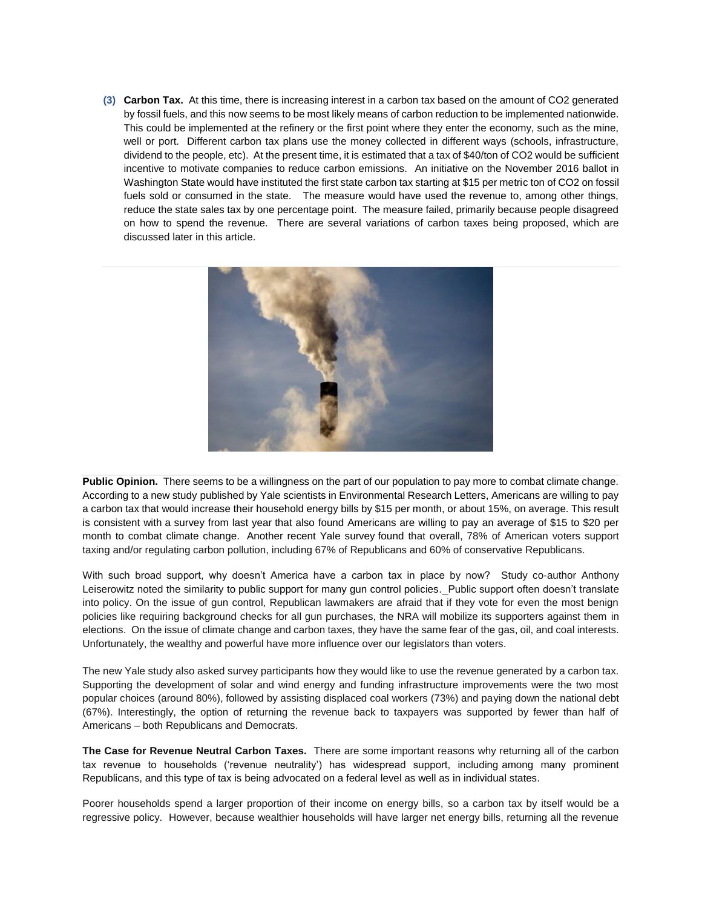**(3) Carbon Tax.** At this time, there is increasing interest in a carbon tax based on the amount of $CO_2$ generated by fossil fuels, and this now seems to be most likely means of carbon reduction to be implemented nationwide. This could be implemented at the refinery or the first point where they enter the economy, such as the mine, well or port. Different carbon tax plans use the money collected in different ways (schools, infrastructure, dividend to the people, etc). At the present time, it is estimated that a tax of $40/ton of $CO_2$ would be sufficient incentive to motivate companies to reduce carbon emissions. An initiative on the November 2016 ballot in Washington State would have instituted the first state carbon tax starting at $15 per metric ton of $CO_2$ on fossil fuels sold or consumed in the state. The measure would have used the revenue to, among other things, reduce the state sales tax by one percentage point. The measure failed, primarily because people disagreed on how to spend the revenue. There are several variations of carbon taxes being proposed, which are discussed later in this article.

**Public Opinion.** There seems to be a willingness on the part of our population to pay more to combat climate change. According to a new study published by Yale scientists in Environmental Research Letters, Americans are willing to pay a carbon tax that would increase their household energy bills by $15 per month, or about 15%, on average. This result is consistent with a survey from last year that also found Americans are willing to pay an average of $15 to $20 per month to combat climate change. Another recent Yale survey found that overall, 78% of American voters support taxing and/or regulating carbon pollution, including 67% of Republicans and 60% of conservative Republicans.

With such broad support, why doesn't America have a carbon tax in place by now? Study co-author Anthony Leiserowitz noted the similarity to public support for many gun control policies. Public support often doesn't translate into policy. On the issue of gun control, Republican lawmakers are afraid that if they vote for even the most benign policies like requiring background checks for all gun purchases, the NRA will mobilize its supporters against them in elections. On the issue of climate change and carbon taxes, they have the same fear of the gas, oil, and coal interests. Unfortunately, the wealthy and powerful have more influence over our legislators than voters.

The new Yale study also asked survey participants how they would like to use the revenue generated by a carbon tax. Supporting the development of solar and wind energy and funding infrastructure improvements were the two most popular choices (around 80%), followed by assisting displaced coal workers (73%) and paying down the national debt (67%). Interestingly, the option of returning the revenue back to taxpayers was supported by fewer than half of Americans – both Republicans and Democrats.

**The Case for Revenue Neutral Carbon Taxes.** There are some important reasons why returning all of the carbon tax revenue to households ('revenue neutrality') has widespread support, including among many prominent Republicans, and this type of tax is being advocated on a federal level as well as in individual states.

Poorer households spend a larger proportion of their income on energy bills, so a carbon tax by itself would be a regressive policy. However, because wealthier households will have larger net energy bills, returning all the revenue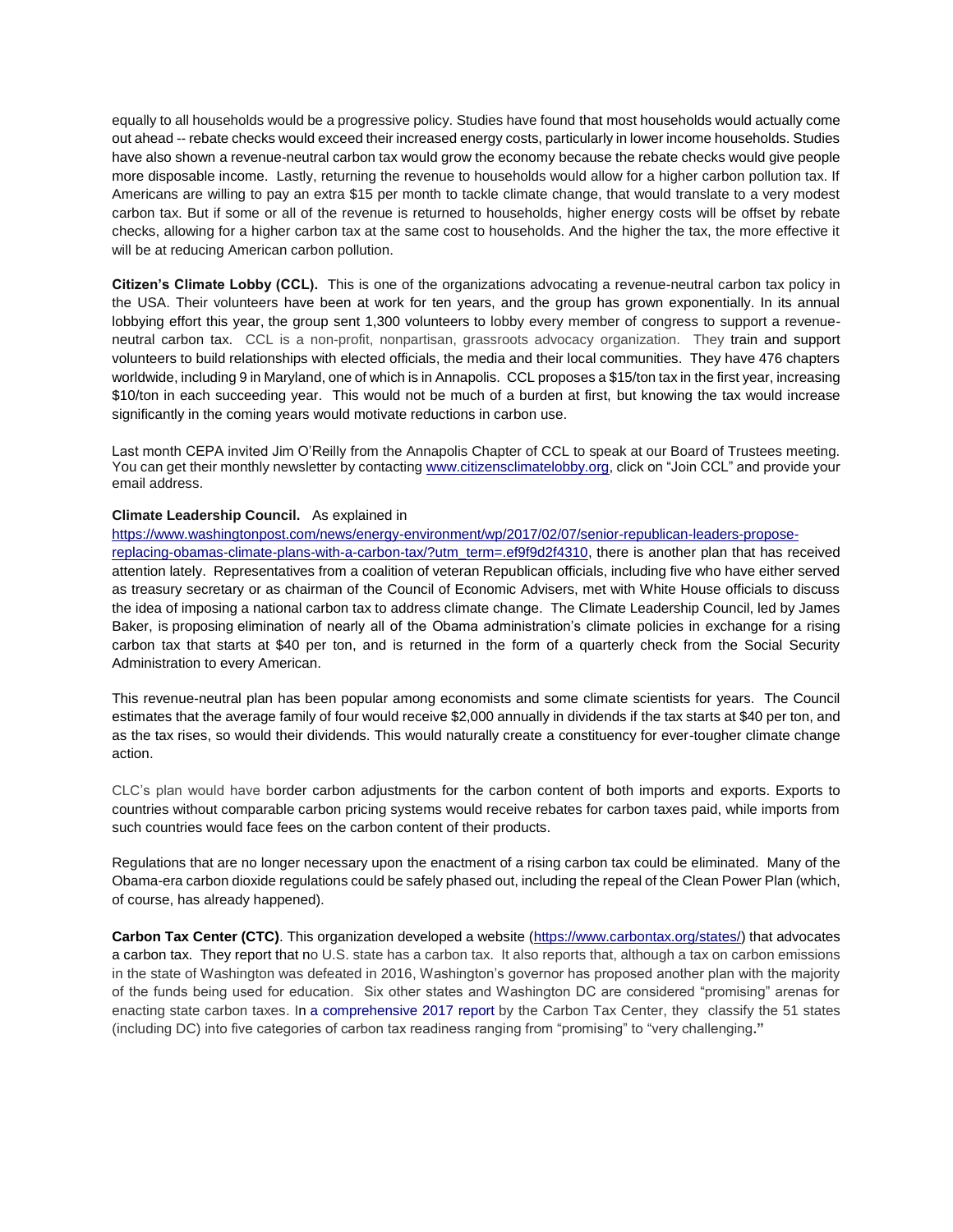equally to all households would be a progressive policy. Studies have found that most households would actually come out ahead -- rebate checks would exceed their increased energy costs, particularly in lower income households. Studies have also shown a revenue-neutral carbon tax would grow the economy because the rebate checks would give people more disposable income. Lastly, returning the revenue to households would allow for a higher carbon pollution tax. If Americans are willing to pay an extra $15 per month to tackle climate change, that would translate to a very modest carbon tax. But if some or all of the revenue is returned to households, higher energy costs will be offset by rebate checks, allowing for a higher carbon tax at the same cost to households. And the higher the tax, the more effective it will be at reducing American carbon pollution.

**Citizen's Climate Lobby (CCL).** This is one of the organizations advocating a revenue-neutral carbon tax policy in the USA. Their volunteers have been at work for ten years, and the group has grown exponentially. In its annual lobbying effort this year, the group sent 1,300 volunteers to lobby every member of congress to support a revenue-neutral carbon tax. CCL is a non-profit, nonpartisan, grassroots advocacy organization. They train and support volunteers to build relationships with elected officials, the media and their local communities. They have 476 chapters worldwide, including 9 in Maryland, one of which is in Annapolis. CCL proposes a $15/ton tax in the first year, increasing $10/ton in each succeeding year. This would not be much of a burden at first, but knowing the tax would increase significantly in the coming years would motivate reductions in carbon use.

Last month CEPA invited Jim O'Reilly from the Annapolis Chapter of CCL to speak at our Board of Trustees meeting. You can get their monthly newsletter by contacting www.citizensclimatelobby.org, click on "Join CCL" and provide your email address.

**Climate Leadership Council.** As explained in https://www.washingtonpost.com/news/energy-environment/wp/2017/02/07/senior-republican-leaders-propose-replacing-obamas-climate-plans-with-a-carbon-tax/?utm_term=.ef9f9d2f4310, there is another plan that has received attention lately. Representatives from a coalition of veteran Republican officials, including five who have either served as treasury secretary or as chairman of the Council of Economic Advisers, met with White House officials to discuss the idea of imposing a national carbon tax to address climate change. The Climate Leadership Council, led by James Baker, is proposing elimination of nearly all of the Obama administration's climate policies in exchange for a rising carbon tax that starts at $40 per ton, and is returned in the form of a quarterly check from the Social Security Administration to every American.

This revenue-neutral plan has been popular among economists and some climate scientists for years. The Council estimates that the average family of four would receive $2,000 annually in dividends if the tax starts at $40 per ton, and as the tax rises, so would their dividends. This would naturally create a constituency for ever-tougher climate change action.

CLC's plan would have border carbon adjustments for the carbon content of both imports and exports. Exports to countries without comparable carbon pricing systems would receive rebates for carbon taxes paid, while imports from such countries would face fees on the carbon content of their products.

Regulations that are no longer necessary upon the enactment of a rising carbon tax could be eliminated. Many of the Obama-era carbon dioxide regulations could be safely phased out, including the repeal of the Clean Power Plan (which, of course, has already happened).

**Carbon Tax Center (CTC)**. This organization developed a website (https://www.carbontax.org/states/) that advocates a carbon tax. They report that no U.S. state has a carbon tax. It also reports that, although a tax on carbon emissions in the state of Washington was defeated in 2016, Washington's governor has proposed another plan with the majority of the funds being used for education. Six other states and Washington DC are considered "promising" arenas for enacting state carbon taxes. In a comprehensive 2017 report by the Carbon Tax Center, they classify the 51 states (including DC) into five categories of carbon tax readiness ranging from "promising" to "very challenging**."**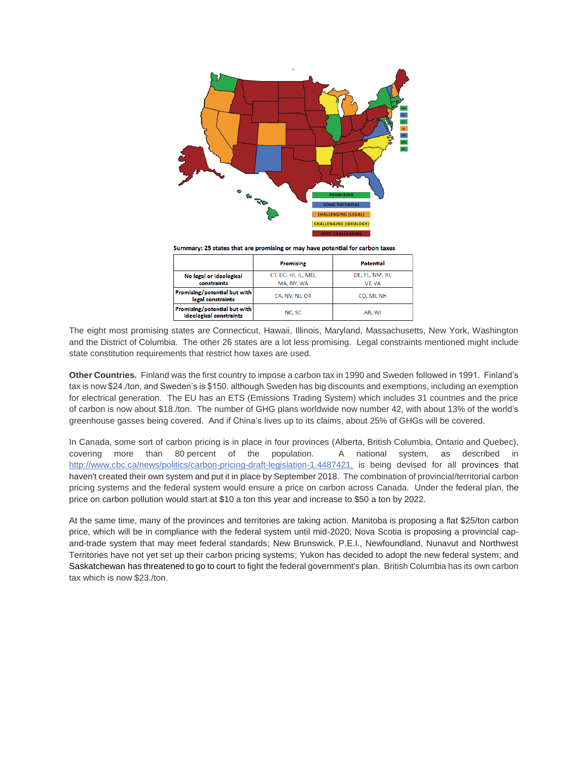PROMISING

SOME POTENTIAL

CHALLENGING (LEGAL)

CHALLENGING (IDEOLOGY)

VERY CHALLENGING

MA

RI

CT

NJ

DE

MD

DC

**Summary: 25 states that are promising or may have potential for carbon taxes**

| | Promising | Potential |
|---|---|---|
| No legal or ideological constraints | CT, DC, HI, IL, MD, MA, NY, WA | DE, FL, NM, RI, VT, VA |
| Promising/potential but with legal constraints | CA, NV, NJ, OR | CO, MI, NH |
| Promising/potential but with ideological constraints | NC, SC | AR, WI |

The eight most promising states are Connecticut, Hawaii, Illinois, Maryland, Massachusetts, New York, Washington and the District of Columbia. The other 26 states are a lot less promising. Legal constraints mentioned might include state constitution requirements that restrict how taxes are used.

**Other Countries.** Finland was the first country to impose a carbon tax in 1990 and Sweden followed in 1991. Finland's tax is now $24./ton, and Sweden's is $150. although Sweden has big discounts and exemptions, including an exemption for electrical generation. The EU has an ETS (Emissions Trading System) which includes 31 countries and the price of carbon is now about $18./ton. The number of GHG plans worldwide now number 42, with about 13% of the world's greenhouse gasses being covered. And if China's lives up to its claims, about 25% of GHGs will be covered.

In Canada, some sort of carbon pricing is in place in four provinces (Alberta, British Columbia, Ontario and Quebec), covering more than 80 percent of the population. A national system, as described in http://www.cbc.ca/news/politics/carbon-pricing-draft-legislation-1.4487421, is being devised for all provinces that haven't created their own system and put it in place by September 2018. The combination of provincial/territorial carbon pricing systems and the federal system would ensure a price on carbon across Canada. Under the federal plan, the price on carbon pollution would start at $10 a ton this year and increase to $50 a ton by 2022.

At the same time, many of the provinces and territories are taking action. Manitoba is proposing a flat $25/ton carbon price, which will be in compliance with the federal system until mid-2020; Nova Scotia is proposing a provincial cap-and-trade system that may meet federal standards; New Brunswick, P.E.I., Newfoundland, Nunavut and Northwest Territories have not yet set up their carbon pricing systems; Yukon has decided to adopt the new federal system; and Saskatchewan has threatened to go to court to fight the federal government's plan. British Columbia has its own carbon tax which is now $23./ton.